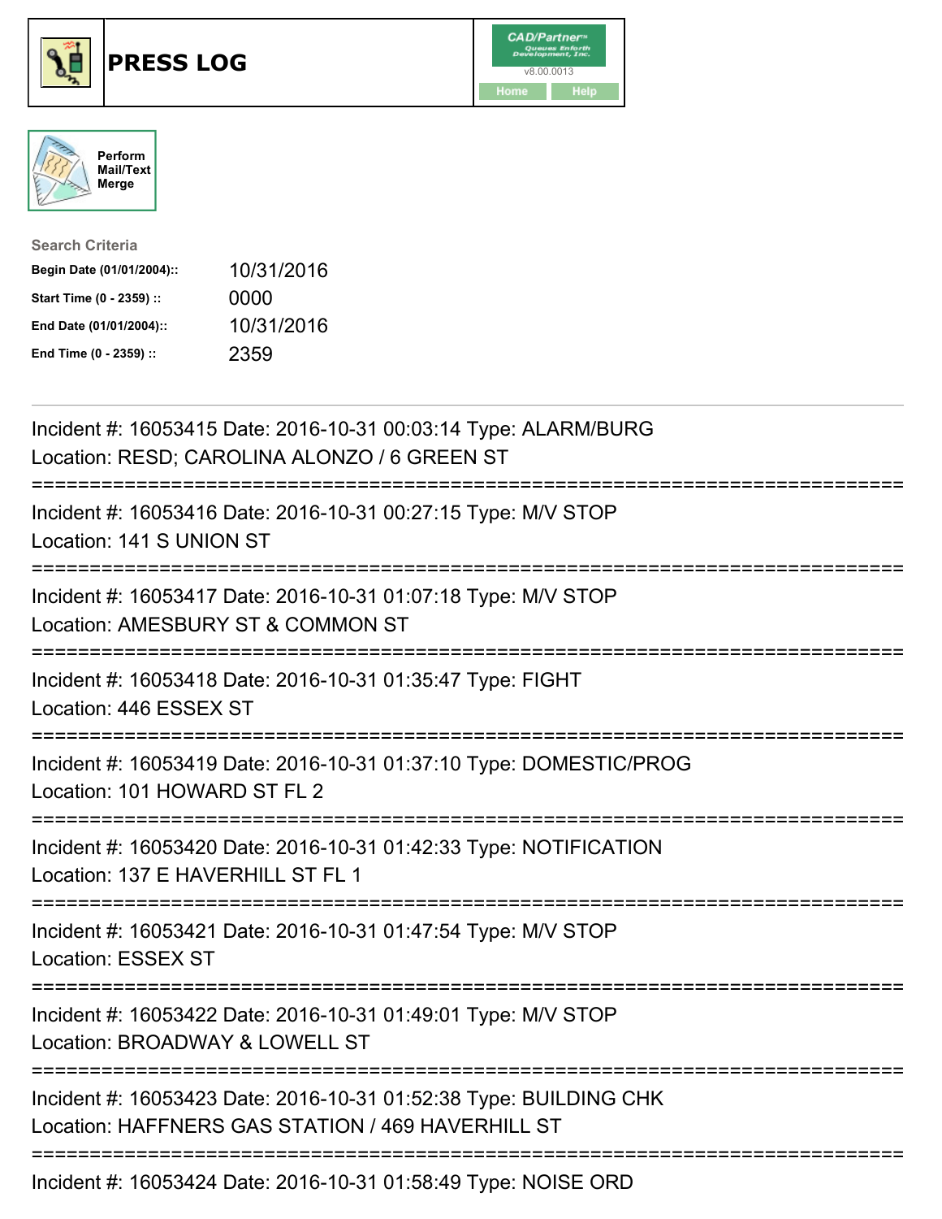# PRESS LOG

Perform Mail/Text Merge

**Search Criteria**

| | |
|---|---|
| **Begin Date (01/01/2004)::** | 10/31/2016 |
| **Start Time (0 - 2359) ::** | 0000 |
| **End Date (01/01/2004)::** | 10/31/2016 |
| **End Time (0 - 2359) ::** | 2359 |

---

Incident #: 16053415 Date: 2016-10-31 00:03:14 Type: ALARM/BURG
Location: RESD; CAROLINA ALONZO / 6 GREEN ST

===========================================================================

Incident #: 16053416 Date: 2016-10-31 00:27:15 Type: M/V STOP
Location: 141 S UNION ST

===========================================================================

Incident #: 16053417 Date: 2016-10-31 01:07:18 Type: M/V STOP
Location: AMESBURY ST & COMMON ST

===========================================================================

Incident #: 16053418 Date: 2016-10-31 01:35:47 Type: FIGHT
Location: 446 ESSEX ST

===========================================================================

Incident #: 16053419 Date: 2016-10-31 01:37:10 Type: DOMESTIC/PROG
Location: 101 HOWARD ST FL 2

===========================================================================

Incident #: 16053420 Date: 2016-10-31 01:42:33 Type: NOTIFICATION
Location: 137 E HAVERHILL ST FL 1

===========================================================================

Incident #: 16053421 Date: 2016-10-31 01:47:54 Type: M/V STOP
Location: ESSEX ST

===========================================================================

Incident #: 16053422 Date: 2016-10-31 01:49:01 Type: M/V STOP
Location: BROADWAY & LOWELL ST

===========================================================================

Incident #: 16053423 Date: 2016-10-31 01:52:38 Type: BUILDING CHK
Location: HAFFNERS GAS STATION / 469 HAVERHILL ST

===========================================================================

Incident #: 16053424 Date: 2016-10-31 01:58:49 Type: NOISE ORD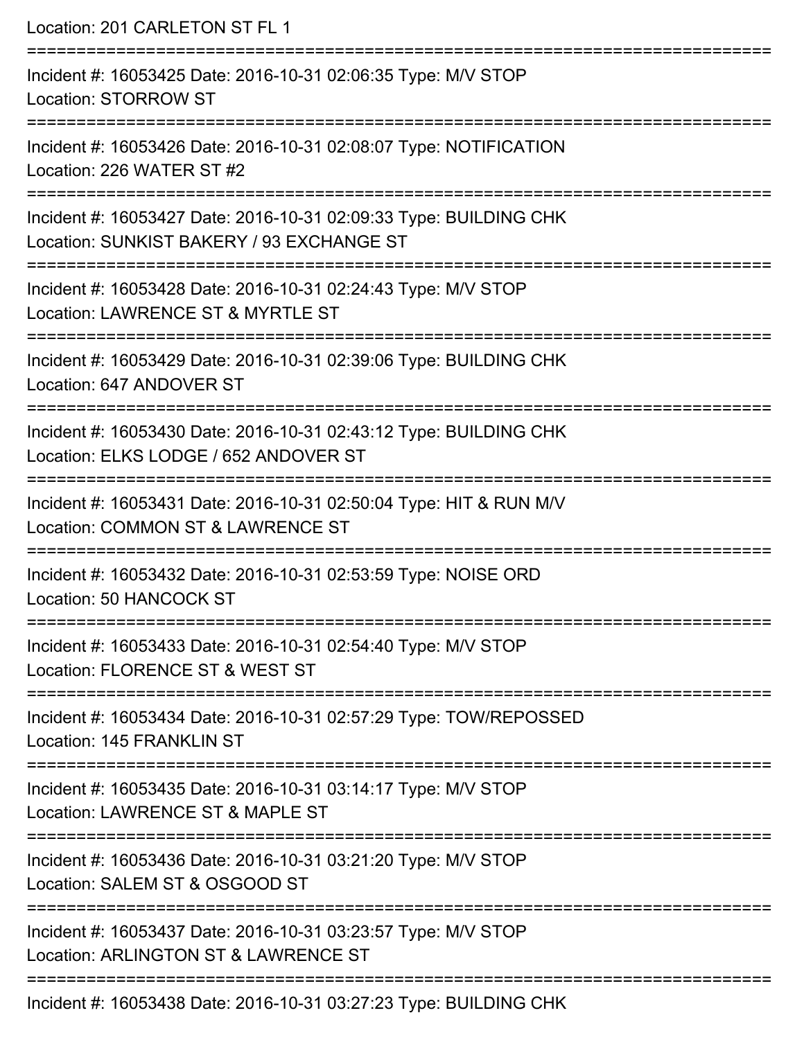Location: 201 CARLETON ST FL 1

===========================================================================

Incident #: 16053425 Date: 2016-10-31 02:06:35 Type: M/V STOP
Location: STORROW ST

===========================================================================

Incident #: 16053426 Date: 2016-10-31 02:08:07 Type: NOTIFICATION
Location: 226 WATER ST #2

===========================================================================

Incident #: 16053427 Date: 2016-10-31 02:09:33 Type: BUILDING CHK
Location: SUNKIST BAKERY / 93 EXCHANGE ST

===========================================================================

Incident #: 16053428 Date: 2016-10-31 02:24:43 Type: M/V STOP
Location: LAWRENCE ST & MYRTLE ST

===========================================================================

Incident #: 16053429 Date: 2016-10-31 02:39:06 Type: BUILDING CHK
Location: 647 ANDOVER ST

===========================================================================

Incident #: 16053430 Date: 2016-10-31 02:43:12 Type: BUILDING CHK
Location: ELKS LODGE / 652 ANDOVER ST

===========================================================================

Incident #: 16053431 Date: 2016-10-31 02:50:04 Type: HIT & RUN M/V
Location: COMMON ST & LAWRENCE ST

===========================================================================

Incident #: 16053432 Date: 2016-10-31 02:53:59 Type: NOISE ORD
Location: 50 HANCOCK ST

===========================================================================

Incident #: 16053433 Date: 2016-10-31 02:54:40 Type: M/V STOP
Location: FLORENCE ST & WEST ST

===========================================================================

Incident #: 16053434 Date: 2016-10-31 02:57:29 Type: TOW/REPOSSED
Location: 145 FRANKLIN ST

===========================================================================

Incident #: 16053435 Date: 2016-10-31 03:14:17 Type: M/V STOP
Location: LAWRENCE ST & MAPLE ST

===========================================================================

Incident #: 16053436 Date: 2016-10-31 03:21:20 Type: M/V STOP
Location: SALEM ST & OSGOOD ST

===========================================================================

Incident #: 16053437 Date: 2016-10-31 03:23:57 Type: M/V STOP
Location: ARLINGTON ST & LAWRENCE ST

===========================================================================

Incident #: 16053438 Date: 2016-10-31 03:27:23 Type: BUILDING CHK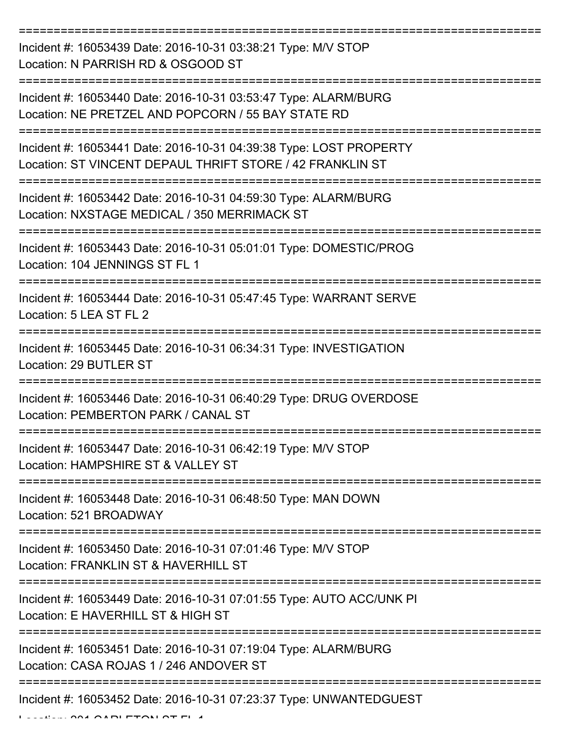Incident #: 16053439 Date: 2016-10-31 03:38:21 Type: M/V STOP
Location: N PARRISH RD & OSGOOD ST

---

Incident #: 16053440 Date: 2016-10-31 03:53:47 Type: ALARM/BURG
Location: NE PRETZEL AND POPCORN / 55 BAY STATE RD

---

Incident #: 16053441 Date: 2016-10-31 04:39:38 Type: LOST PROPERTY
Location: ST VINCENT DEPAUL THRIFT STORE / 42 FRANKLIN ST

---

Incident #: 16053442 Date: 2016-10-31 04:59:30 Type: ALARM/BURG
Location: NXSTAGE MEDICAL / 350 MERRIMACK ST

---

Incident #: 16053443 Date: 2016-10-31 05:01:01 Type: DOMESTIC/PROG
Location: 104 JENNINGS ST FL 1

---

Incident #: 16053444 Date: 2016-10-31 05:47:45 Type: WARRANT SERVE
Location: 5 LEA ST FL 2

---

Incident #: 16053445 Date: 2016-10-31 06:34:31 Type: INVESTIGATION
Location: 29 BUTLER ST

---

Incident #: 16053446 Date: 2016-10-31 06:40:29 Type: DRUG OVERDOSE
Location: PEMBERTON PARK / CANAL ST

---

Incident #: 16053447 Date: 2016-10-31 06:42:19 Type: M/V STOP
Location: HAMPSHIRE ST & VALLEY ST

---

Incident #: 16053448 Date: 2016-10-31 06:48:50 Type: MAN DOWN
Location: 521 BROADWAY

---

Incident #: 16053450 Date: 2016-10-31 07:01:46 Type: M/V STOP
Location: FRANKLIN ST & HAVERHILL ST

---

Incident #: 16053449 Date: 2016-10-31 07:01:55 Type: AUTO ACC/UNK PI
Location: E HAVERHILL ST & HIGH ST

---

Incident #: 16053451 Date: 2016-10-31 07:19:04 Type: ALARM/BURG
Location: CASA ROJAS 1 / 246 ANDOVER ST

---

Incident #: 16053452 Date: 2016-10-31 07:23:37 Type: UNWANTEDGUEST
Location: 201 CARLETON ST FL 1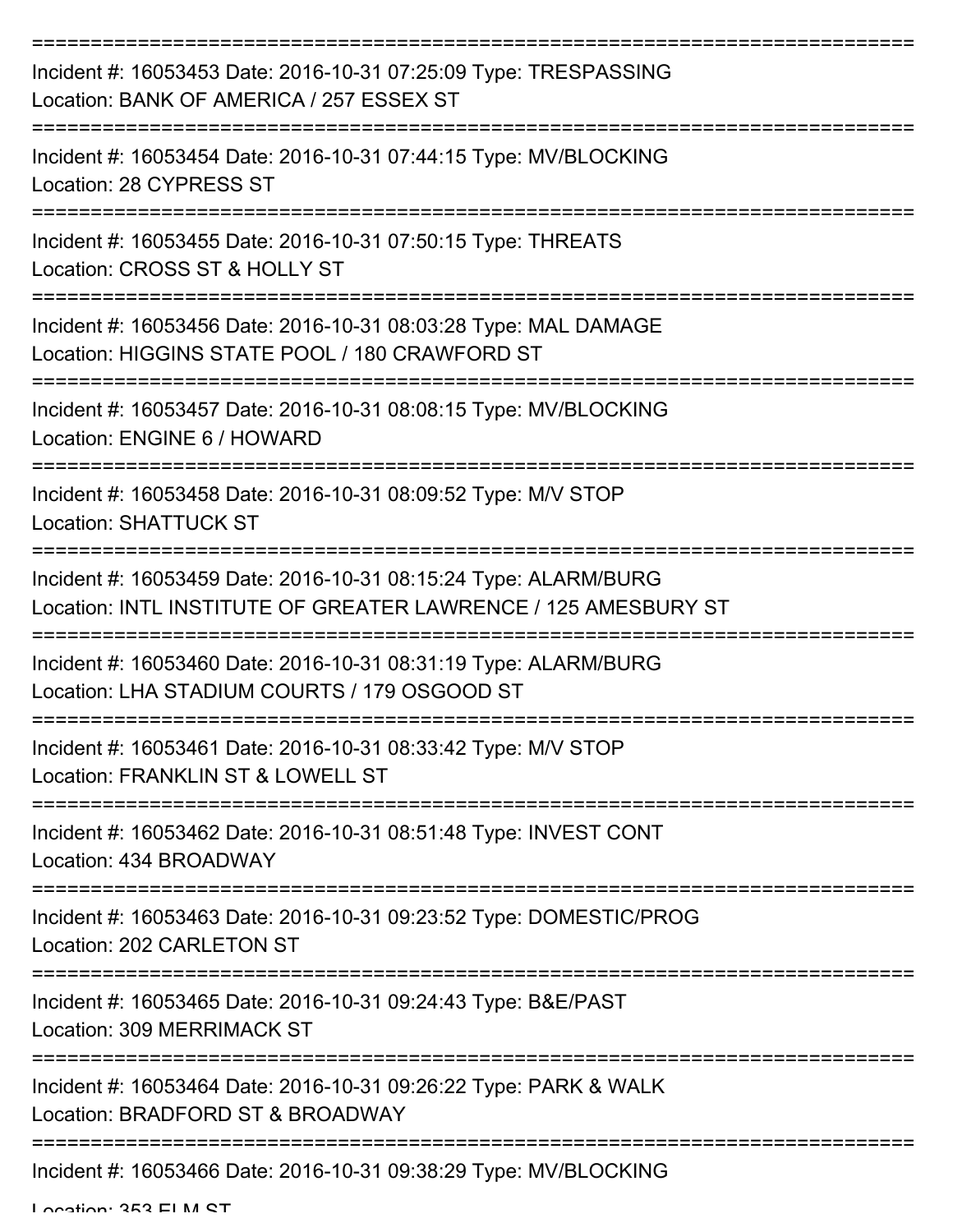Incident #: 16053453 Date: 2016-10-31 07:25:09 Type: TRESPASSING
Location: BANK OF AMERICA / 257 ESSEX ST

Incident #: 16053454 Date: 2016-10-31 07:44:15 Type: MV/BLOCKING
Location: 28 CYPRESS ST

Incident #: 16053455 Date: 2016-10-31 07:50:15 Type: THREATS
Location: CROSS ST & HOLLY ST

Incident #: 16053456 Date: 2016-10-31 08:03:28 Type: MAL DAMAGE
Location: HIGGINS STATE POOL / 180 CRAWFORD ST

Incident #: 16053457 Date: 2016-10-31 08:08:15 Type: MV/BLOCKING
Location: ENGINE 6 / HOWARD

Incident #: 16053458 Date: 2016-10-31 08:09:52 Type: M/V STOP
Location: SHATTUCK ST

Incident #: 16053459 Date: 2016-10-31 08:15:24 Type: ALARM/BURG
Location: INTL INSTITUTE OF GREATER LAWRENCE / 125 AMESBURY ST

Incident #: 16053460 Date: 2016-10-31 08:31:19 Type: ALARM/BURG
Location: LHA STADIUM COURTS / 179 OSGOOD ST

Incident #: 16053461 Date: 2016-10-31 08:33:42 Type: M/V STOP
Location: FRANKLIN ST & LOWELL ST

Incident #: 16053462 Date: 2016-10-31 08:51:48 Type: INVEST CONT
Location: 434 BROADWAY

Incident #: 16053463 Date: 2016-10-31 09:23:52 Type: DOMESTIC/PROG
Location: 202 CARLETON ST

Incident #: 16053465 Date: 2016-10-31 09:24:43 Type: B&E/PAST
Location: 309 MERRIMACK ST

Incident #: 16053464 Date: 2016-10-31 09:26:22 Type: PARK & WALK
Location: BRADFORD ST & BROADWAY

Incident #: 16053466 Date: 2016-10-31 09:38:29 Type: MV/BLOCKING
Location: 353 ELM ST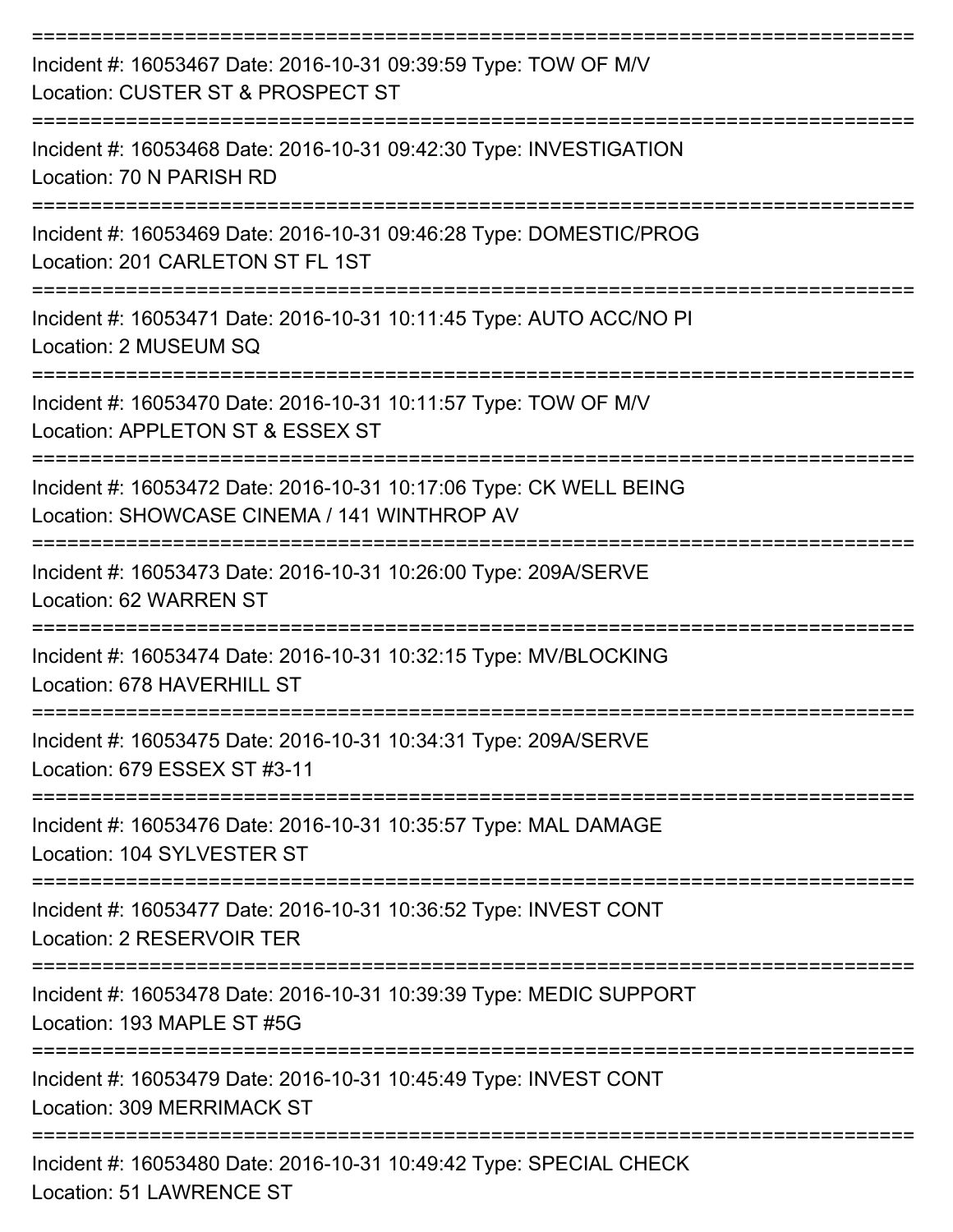===========================================================================

Incident #: 16053467 Date: 2016-10-31 09:39:59 Type: TOW OF M/V
Location: CUSTER ST & PROSPECT ST

===========================================================================

Incident #: 16053468 Date: 2016-10-31 09:42:30 Type: INVESTIGATION
Location: 70 N PARISH RD

===========================================================================

Incident #: 16053469 Date: 2016-10-31 09:46:28 Type: DOMESTIC/PROG
Location: 201 CARLETON ST FL 1ST

===========================================================================

Incident #: 16053471 Date: 2016-10-31 10:11:45 Type: AUTO ACC/NO PI
Location: 2 MUSEUM SQ

===========================================================================

Incident #: 16053470 Date: 2016-10-31 10:11:57 Type: TOW OF M/V
Location: APPLETON ST & ESSEX ST

===========================================================================

Incident #: 16053472 Date: 2016-10-31 10:17:06 Type: CK WELL BEING
Location: SHOWCASE CINEMA / 141 WINTHROP AV

===========================================================================

Incident #: 16053473 Date: 2016-10-31 10:26:00 Type: 209A/SERVE
Location: 62 WARREN ST

===========================================================================

Incident #: 16053474 Date: 2016-10-31 10:32:15 Type: MV/BLOCKING
Location: 678 HAVERHILL ST

===========================================================================

Incident #: 16053475 Date: 2016-10-31 10:34:31 Type: 209A/SERVE
Location: 679 ESSEX ST #3-11

===========================================================================

Incident #: 16053476 Date: 2016-10-31 10:35:57 Type: MAL DAMAGE
Location: 104 SYLVESTER ST

===========================================================================

Incident #: 16053477 Date: 2016-10-31 10:36:52 Type: INVEST CONT
Location: 2 RESERVOIR TER

===========================================================================

Incident #: 16053478 Date: 2016-10-31 10:39:39 Type: MEDIC SUPPORT
Location: 193 MAPLE ST #5G

===========================================================================

Incident #: 16053479 Date: 2016-10-31 10:45:49 Type: INVEST CONT
Location: 309 MERRIMACK ST

===========================================================================

Incident #: 16053480 Date: 2016-10-31 10:49:42 Type: SPECIAL CHECK
Location: 51 LAWRENCE ST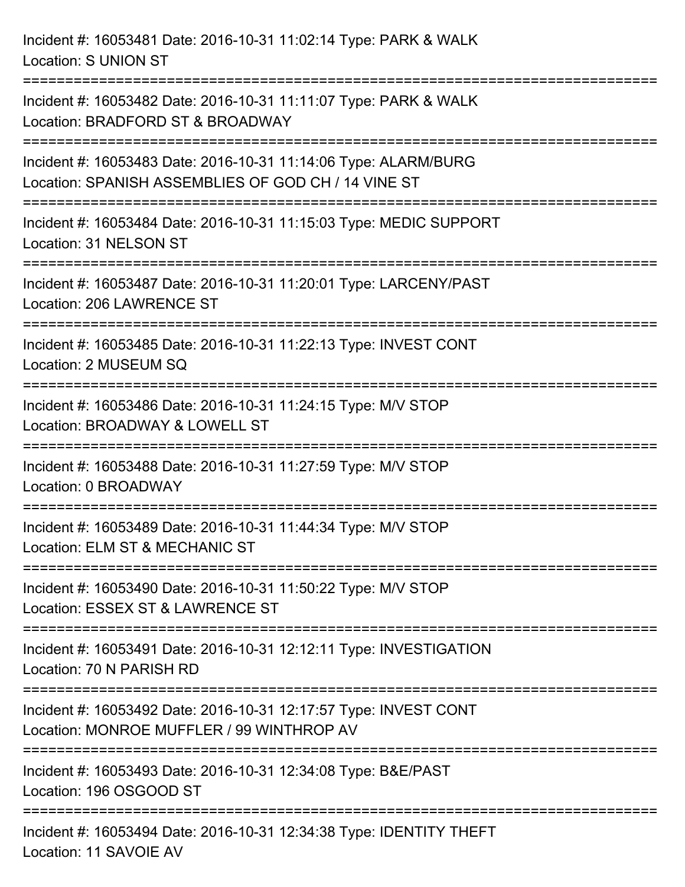Incident #: 16053481 Date: 2016-10-31 11:02:14 Type: PARK & WALK
Location: S UNION ST

===========================================================================

Incident #: 16053482 Date: 2016-10-31 11:11:07 Type: PARK & WALK
Location: BRADFORD ST & BROADWAY

===========================================================================

Incident #: 16053483 Date: 2016-10-31 11:14:06 Type: ALARM/BURG
Location: SPANISH ASSEMBLIES OF GOD CH / 14 VINE ST

===========================================================================

Incident #: 16053484 Date: 2016-10-31 11:15:03 Type: MEDIC SUPPORT
Location: 31 NELSON ST

===========================================================================

Incident #: 16053487 Date: 2016-10-31 11:20:01 Type: LARCENY/PAST
Location: 206 LAWRENCE ST

===========================================================================

Incident #: 16053485 Date: 2016-10-31 11:22:13 Type: INVEST CONT
Location: 2 MUSEUM SQ

===========================================================================

Incident #: 16053486 Date: 2016-10-31 11:24:15 Type: M/V STOP
Location: BROADWAY & LOWELL ST

===========================================================================

Incident #: 16053488 Date: 2016-10-31 11:27:59 Type: M/V STOP
Location: 0 BROADWAY

===========================================================================

Incident #: 16053489 Date: 2016-10-31 11:44:34 Type: M/V STOP
Location: ELM ST & MECHANIC ST

===========================================================================

Incident #: 16053490 Date: 2016-10-31 11:50:22 Type: M/V STOP
Location: ESSEX ST & LAWRENCE ST

===========================================================================

Incident #: 16053491 Date: 2016-10-31 12:12:11 Type: INVESTIGATION
Location: 70 N PARISH RD

===========================================================================

Incident #: 16053492 Date: 2016-10-31 12:17:57 Type: INVEST CONT
Location: MONROE MUFFLER / 99 WINTHROP AV

===========================================================================

Incident #: 16053493 Date: 2016-10-31 12:34:08 Type: B&E/PAST
Location: 196 OSGOOD ST

===========================================================================

Incident #: 16053494 Date: 2016-10-31 12:34:38 Type: IDENTITY THEFT
Location: 11 SAVOIE AV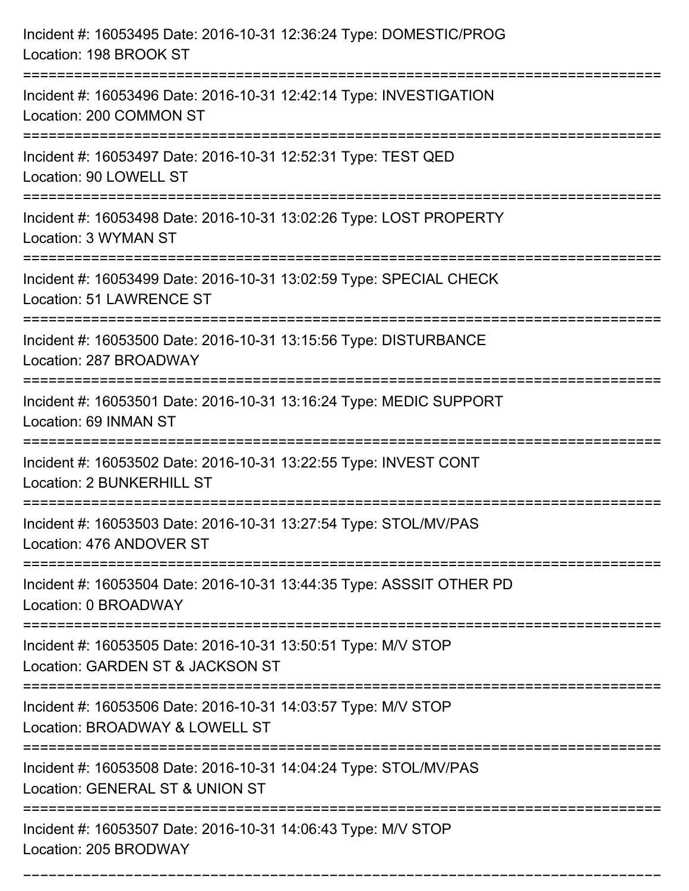Incident #: 16053495 Date: 2016-10-31 12:36:24 Type: DOMESTIC/PROG
Location: 198 BROOK ST

===========================================================================

Incident #: 16053496 Date: 2016-10-31 12:42:14 Type: INVESTIGATION
Location: 200 COMMON ST

===========================================================================

Incident #: 16053497 Date: 2016-10-31 12:52:31 Type: TEST QED
Location: 90 LOWELL ST

===========================================================================

Incident #: 16053498 Date: 2016-10-31 13:02:26 Type: LOST PROPERTY
Location: 3 WYMAN ST

===========================================================================

Incident #: 16053499 Date: 2016-10-31 13:02:59 Type: SPECIAL CHECK
Location: 51 LAWRENCE ST

===========================================================================

Incident #: 16053500 Date: 2016-10-31 13:15:56 Type: DISTURBANCE
Location: 287 BROADWAY

===========================================================================

Incident #: 16053501 Date: 2016-10-31 13:16:24 Type: MEDIC SUPPORT
Location: 69 INMAN ST

===========================================================================

Incident #: 16053502 Date: 2016-10-31 13:22:55 Type: INVEST CONT
Location: 2 BUNKERHILL ST

===========================================================================

Incident #: 16053503 Date: 2016-10-31 13:27:54 Type: STOL/MV/PAS
Location: 476 ANDOVER ST

===========================================================================

Incident #: 16053504 Date: 2016-10-31 13:44:35 Type: ASSSIT OTHER PD
Location: 0 BROADWAY

===========================================================================

Incident #: 16053505 Date: 2016-10-31 13:50:51 Type: M/V STOP
Location: GARDEN ST & JACKSON ST

===========================================================================

Incident #: 16053506 Date: 2016-10-31 14:03:57 Type: M/V STOP
Location: BROADWAY & LOWELL ST

===========================================================================

Incident #: 16053508 Date: 2016-10-31 14:04:24 Type: STOL/MV/PAS
Location: GENERAL ST & UNION ST

===========================================================================

Incident #: 16053507 Date: 2016-10-31 14:06:43 Type: M/V STOP
Location: 205 BRODWAY

===========================================================================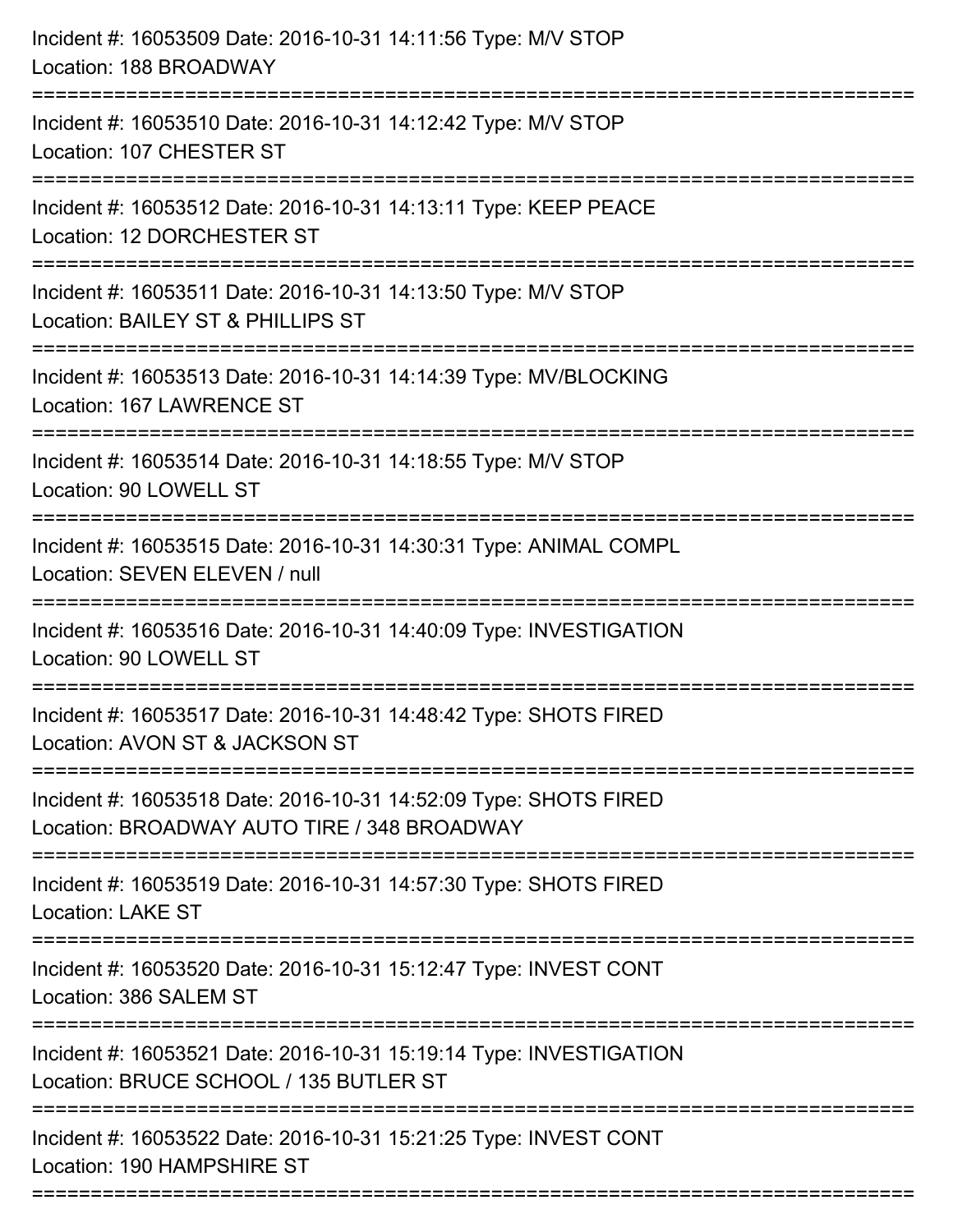Incident #: 16053509 Date: 2016-10-31 14:11:56 Type: M/V STOP
Location: 188 BROADWAY

===========================================================================

Incident #: 16053510 Date: 2016-10-31 14:12:42 Type: M/V STOP
Location: 107 CHESTER ST

===========================================================================

Incident #: 16053512 Date: 2016-10-31 14:13:11 Type: KEEP PEACE
Location: 12 DORCHESTER ST

===========================================================================

Incident #: 16053511 Date: 2016-10-31 14:13:50 Type: M/V STOP
Location: BAILEY ST & PHILLIPS ST

===========================================================================

Incident #: 16053513 Date: 2016-10-31 14:14:39 Type: MV/BLOCKING
Location: 167 LAWRENCE ST

===========================================================================

Incident #: 16053514 Date: 2016-10-31 14:18:55 Type: M/V STOP
Location: 90 LOWELL ST

===========================================================================

Incident #: 16053515 Date: 2016-10-31 14:30:31 Type: ANIMAL COMPL
Location: SEVEN ELEVEN / null

===========================================================================

Incident #: 16053516 Date: 2016-10-31 14:40:09 Type: INVESTIGATION
Location: 90 LOWELL ST

===========================================================================

Incident #: 16053517 Date: 2016-10-31 14:48:42 Type: SHOTS FIRED
Location: AVON ST & JACKSON ST

===========================================================================

Incident #: 16053518 Date: 2016-10-31 14:52:09 Type: SHOTS FIRED
Location: BROADWAY AUTO TIRE / 348 BROADWAY

===========================================================================

Incident #: 16053519 Date: 2016-10-31 14:57:30 Type: SHOTS FIRED
Location: LAKE ST

===========================================================================

Incident #: 16053520 Date: 2016-10-31 15:12:47 Type: INVEST CONT
Location: 386 SALEM ST

===========================================================================

Incident #: 16053521 Date: 2016-10-31 15:19:14 Type: INVESTIGATION
Location: BRUCE SCHOOL / 135 BUTLER ST

===========================================================================

Incident #: 16053522 Date: 2016-10-31 15:21:25 Type: INVEST CONT
Location: 190 HAMPSHIRE ST

===========================================================================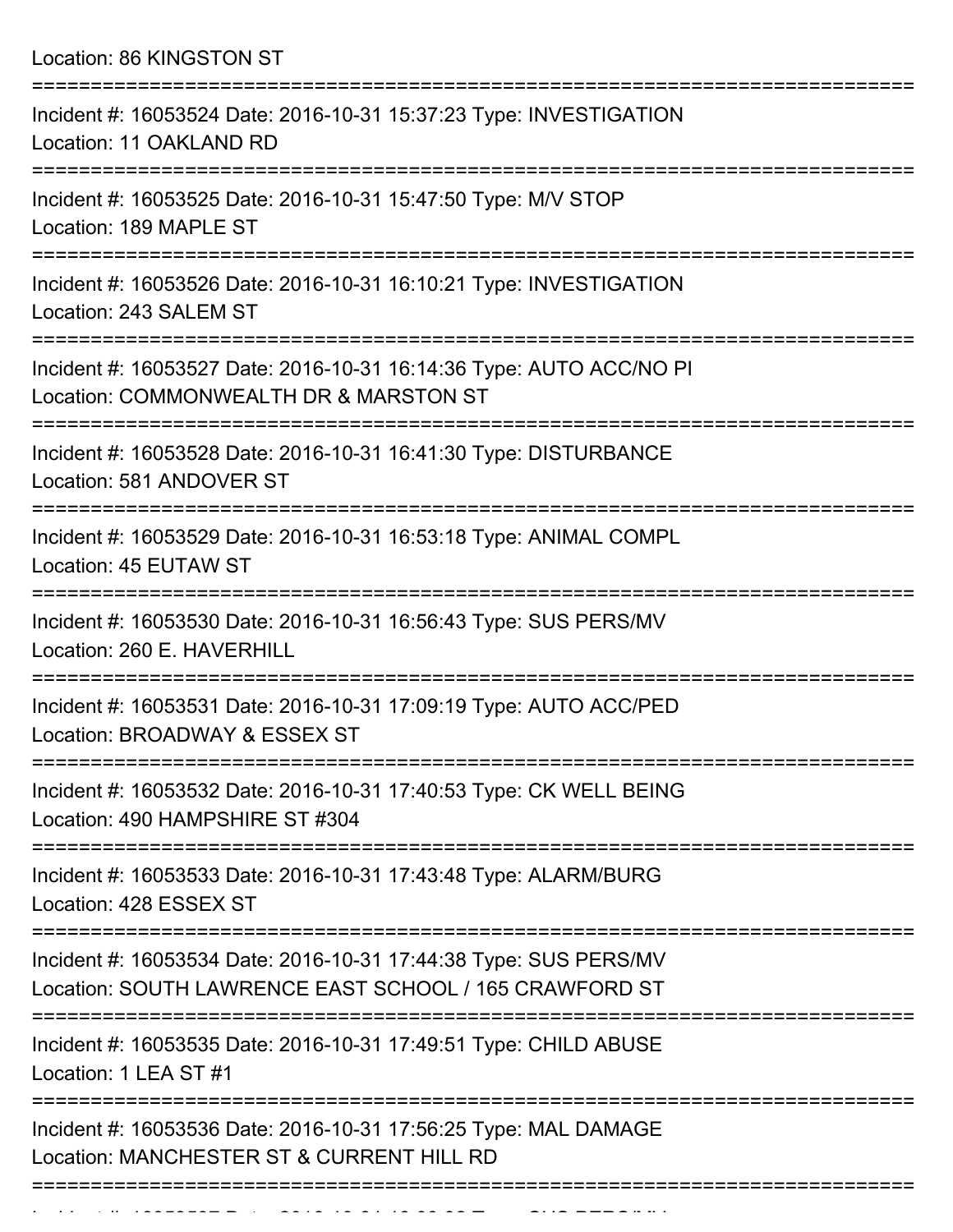Location: 86 KINGSTON ST

===========================================================================

Incident #: 16053524 Date: 2016-10-31 15:37:23 Type: INVESTIGATION
Location: 11 OAKLAND RD

===========================================================================

Incident #: 16053525 Date: 2016-10-31 15:47:50 Type: M/V STOP
Location: 189 MAPLE ST

===========================================================================

Incident #: 16053526 Date: 2016-10-31 16:10:21 Type: INVESTIGATION
Location: 243 SALEM ST

===========================================================================

Incident #: 16053527 Date: 2016-10-31 16:14:36 Type: AUTO ACC/NO PI
Location: COMMONWEALTH DR & MARSTON ST

===========================================================================

Incident #: 16053528 Date: 2016-10-31 16:41:30 Type: DISTURBANCE
Location: 581 ANDOVER ST

===========================================================================

Incident #: 16053529 Date: 2016-10-31 16:53:18 Type: ANIMAL COMPL
Location: 45 EUTAW ST

===========================================================================

Incident #: 16053530 Date: 2016-10-31 16:56:43 Type: SUS PERS/MV
Location: 260 E. HAVERHILL

===========================================================================

Incident #: 16053531 Date: 2016-10-31 17:09:19 Type: AUTO ACC/PED
Location: BROADWAY & ESSEX ST

===========================================================================

Incident #: 16053532 Date: 2016-10-31 17:40:53 Type: CK WELL BEING
Location: 490 HAMPSHIRE ST #304

===========================================================================

Incident #: 16053533 Date: 2016-10-31 17:43:48 Type: ALARM/BURG
Location: 428 ESSEX ST

===========================================================================

Incident #: 16053534 Date: 2016-10-31 17:44:38 Type: SUS PERS/MV
Location: SOUTH LAWRENCE EAST SCHOOL / 165 CRAWFORD ST

===========================================================================

Incident #: 16053535 Date: 2016-10-31 17:49:51 Type: CHILD ABUSE
Location: 1 LEA ST #1

===========================================================================

Incident #: 16053536 Date: 2016-10-31 17:56:25 Type: MAL DAMAGE
Location: MANCHESTER ST & CURRENT HILL RD

===========================================================================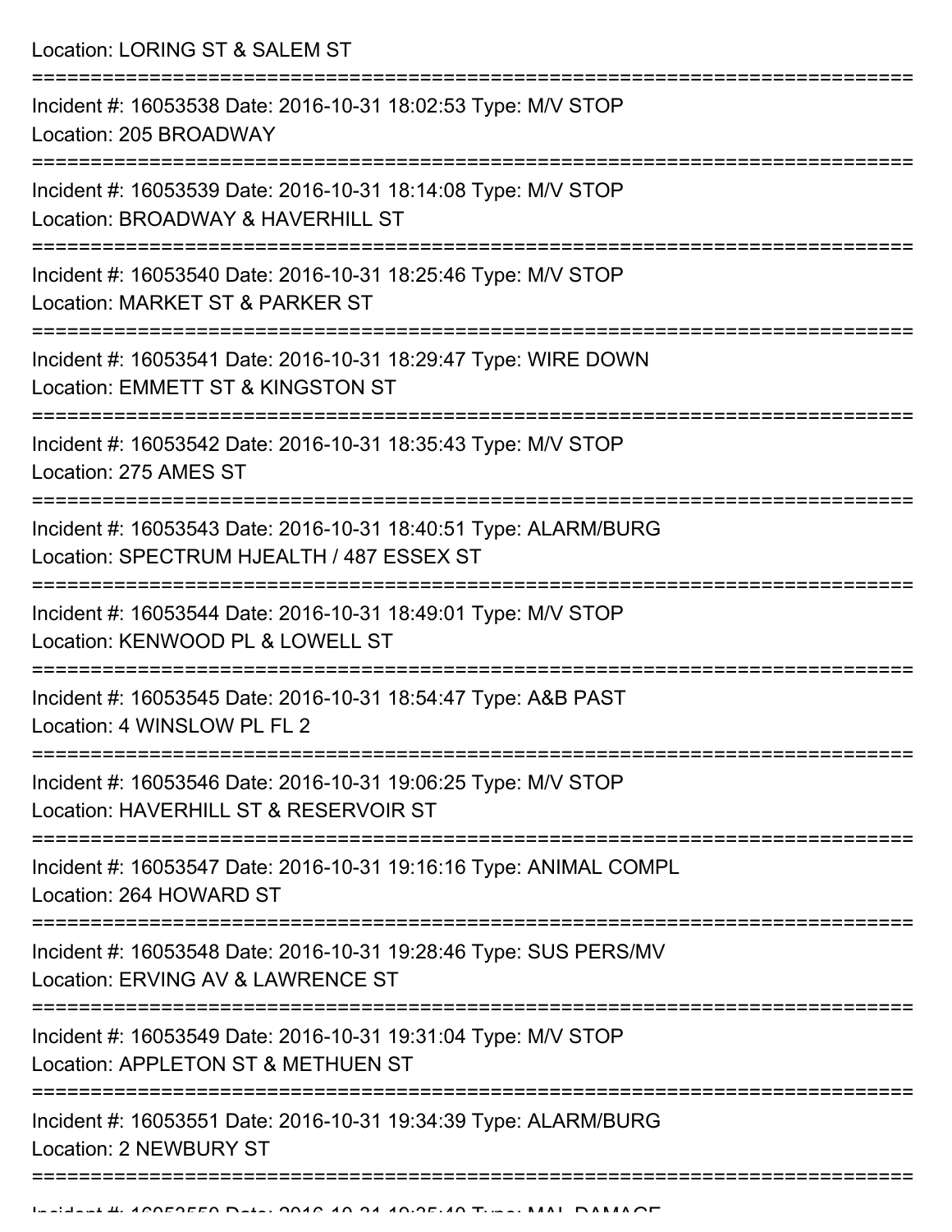Location: LORING ST & SALEM ST

===========================================================================

Incident #: 16053538 Date: 2016-10-31 18:02:53 Type: M/V STOP
Location: 205 BROADWAY

===========================================================================

Incident #: 16053539 Date: 2016-10-31 18:14:08 Type: M/V STOP
Location: BROADWAY & HAVERHILL ST

===========================================================================

Incident #: 16053540 Date: 2016-10-31 18:25:46 Type: M/V STOP
Location: MARKET ST & PARKER ST

===========================================================================

Incident #: 16053541 Date: 2016-10-31 18:29:47 Type: WIRE DOWN
Location: EMMETT ST & KINGSTON ST

===========================================================================

Incident #: 16053542 Date: 2016-10-31 18:35:43 Type: M/V STOP
Location: 275 AMES ST

===========================================================================

Incident #: 16053543 Date: 2016-10-31 18:40:51 Type: ALARM/BURG
Location: SPECTRUM HJEALTH / 487 ESSEX ST

===========================================================================

Incident #: 16053544 Date: 2016-10-31 18:49:01 Type: M/V STOP
Location: KENWOOD PL & LOWELL ST

===========================================================================

Incident #: 16053545 Date: 2016-10-31 18:54:47 Type: A&B PAST
Location: 4 WINSLOW PL FL 2

===========================================================================

Incident #: 16053546 Date: 2016-10-31 19:06:25 Type: M/V STOP
Location: HAVERHILL ST & RESERVOIR ST

===========================================================================

Incident #: 16053547 Date: 2016-10-31 19:16:16 Type: ANIMAL COMPL
Location: 264 HOWARD ST

===========================================================================

Incident #: 16053548 Date: 2016-10-31 19:28:46 Type: SUS PERS/MV
Location: ERVING AV & LAWRENCE ST

===========================================================================

Incident #: 16053549 Date: 2016-10-31 19:31:04 Type: M/V STOP
Location: APPLETON ST & METHUEN ST

===========================================================================

Incident #: 16053551 Date: 2016-10-31 19:34:39 Type: ALARM/BURG
Location: 2 NEWBURY ST

===========================================================================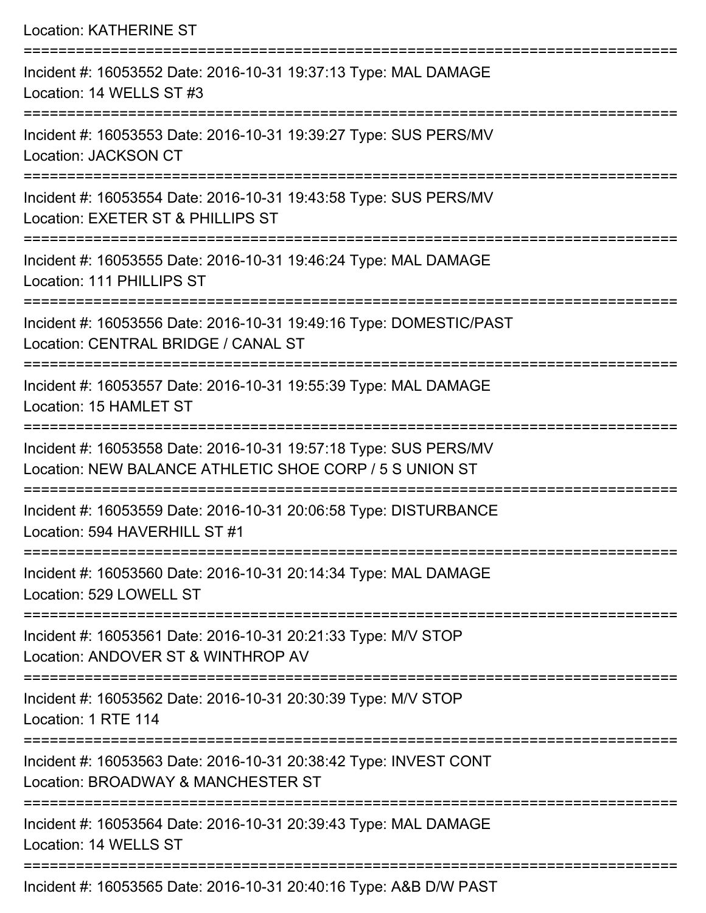Location: KATHERINE ST

===========================================================================

Incident #: 16053552 Date: 2016-10-31 19:37:13 Type: MAL DAMAGE
Location: 14 WELLS ST #3

===========================================================================

Incident #: 16053553 Date: 2016-10-31 19:39:27 Type: SUS PERS/MV
Location: JACKSON CT

===========================================================================

Incident #: 16053554 Date: 2016-10-31 19:43:58 Type: SUS PERS/MV
Location: EXETER ST & PHILLIPS ST

===========================================================================

Incident #: 16053555 Date: 2016-10-31 19:46:24 Type: MAL DAMAGE
Location: 111 PHILLIPS ST

===========================================================================

Incident #: 16053556 Date: 2016-10-31 19:49:16 Type: DOMESTIC/PAST
Location: CENTRAL BRIDGE / CANAL ST

===========================================================================

Incident #: 16053557 Date: 2016-10-31 19:55:39 Type: MAL DAMAGE
Location: 15 HAMLET ST

===========================================================================

Incident #: 16053558 Date: 2016-10-31 19:57:18 Type: SUS PERS/MV
Location: NEW BALANCE ATHLETIC SHOE CORP / 5 S UNION ST

===========================================================================

Incident #: 16053559 Date: 2016-10-31 20:06:58 Type: DISTURBANCE
Location: 594 HAVERHILL ST #1

===========================================================================

Incident #: 16053560 Date: 2016-10-31 20:14:34 Type: MAL DAMAGE
Location: 529 LOWELL ST

===========================================================================

Incident #: 16053561 Date: 2016-10-31 20:21:33 Type: M/V STOP
Location: ANDOVER ST & WINTHROP AV

===========================================================================

Incident #: 16053562 Date: 2016-10-31 20:30:39 Type: M/V STOP
Location: 1 RTE 114

===========================================================================

Incident #: 16053563 Date: 2016-10-31 20:38:42 Type: INVEST CONT
Location: BROADWAY & MANCHESTER ST

===========================================================================

Incident #: 16053564 Date: 2016-10-31 20:39:43 Type: MAL DAMAGE
Location: 14 WELLS ST

===========================================================================

Incident #: 16053565 Date: 2016-10-31 20:40:16 Type: A&B D/W PAST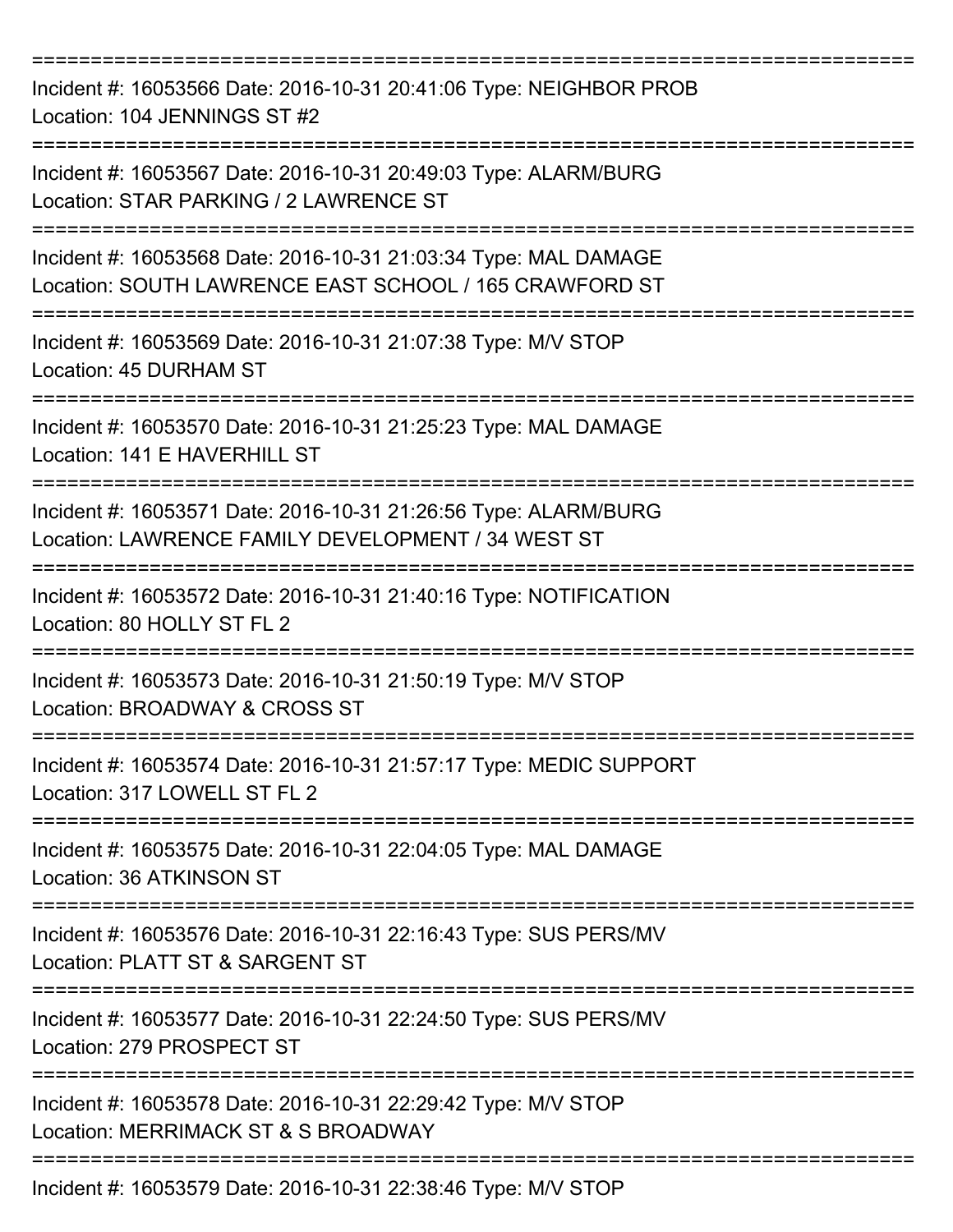===========================================================================

Incident #: 16053566 Date: 2016-10-31 20:41:06 Type: NEIGHBOR PROB
Location: 104 JENNINGS ST #2

===========================================================================

Incident #: 16053567 Date: 2016-10-31 20:49:03 Type: ALARM/BURG
Location: STAR PARKING / 2 LAWRENCE ST

===========================================================================

Incident #: 16053568 Date: 2016-10-31 21:03:34 Type: MAL DAMAGE
Location: SOUTH LAWRENCE EAST SCHOOL / 165 CRAWFORD ST

===========================================================================

Incident #: 16053569 Date: 2016-10-31 21:07:38 Type: M/V STOP
Location: 45 DURHAM ST

===========================================================================

Incident #: 16053570 Date: 2016-10-31 21:25:23 Type: MAL DAMAGE
Location: 141 E HAVERHILL ST

===========================================================================

Incident #: 16053571 Date: 2016-10-31 21:26:56 Type: ALARM/BURG
Location: LAWRENCE FAMILY DEVELOPMENT / 34 WEST ST

===========================================================================

Incident #: 16053572 Date: 2016-10-31 21:40:16 Type: NOTIFICATION
Location: 80 HOLLY ST FL 2

===========================================================================

Incident #: 16053573 Date: 2016-10-31 21:50:19 Type: M/V STOP
Location: BROADWAY & CROSS ST

===========================================================================

Incident #: 16053574 Date: 2016-10-31 21:57:17 Type: MEDIC SUPPORT
Location: 317 LOWELL ST FL 2

===========================================================================

Incident #: 16053575 Date: 2016-10-31 22:04:05 Type: MAL DAMAGE
Location: 36 ATKINSON ST

===========================================================================

Incident #: 16053576 Date: 2016-10-31 22:16:43 Type: SUS PERS/MV
Location: PLATT ST & SARGENT ST

===========================================================================

Incident #: 16053577 Date: 2016-10-31 22:24:50 Type: SUS PERS/MV
Location: 279 PROSPECT ST

===========================================================================

Incident #: 16053578 Date: 2016-10-31 22:29:42 Type: M/V STOP
Location: MERRIMACK ST & S BROADWAY

===========================================================================

Incident #: 16053579 Date: 2016-10-31 22:38:46 Type: M/V STOP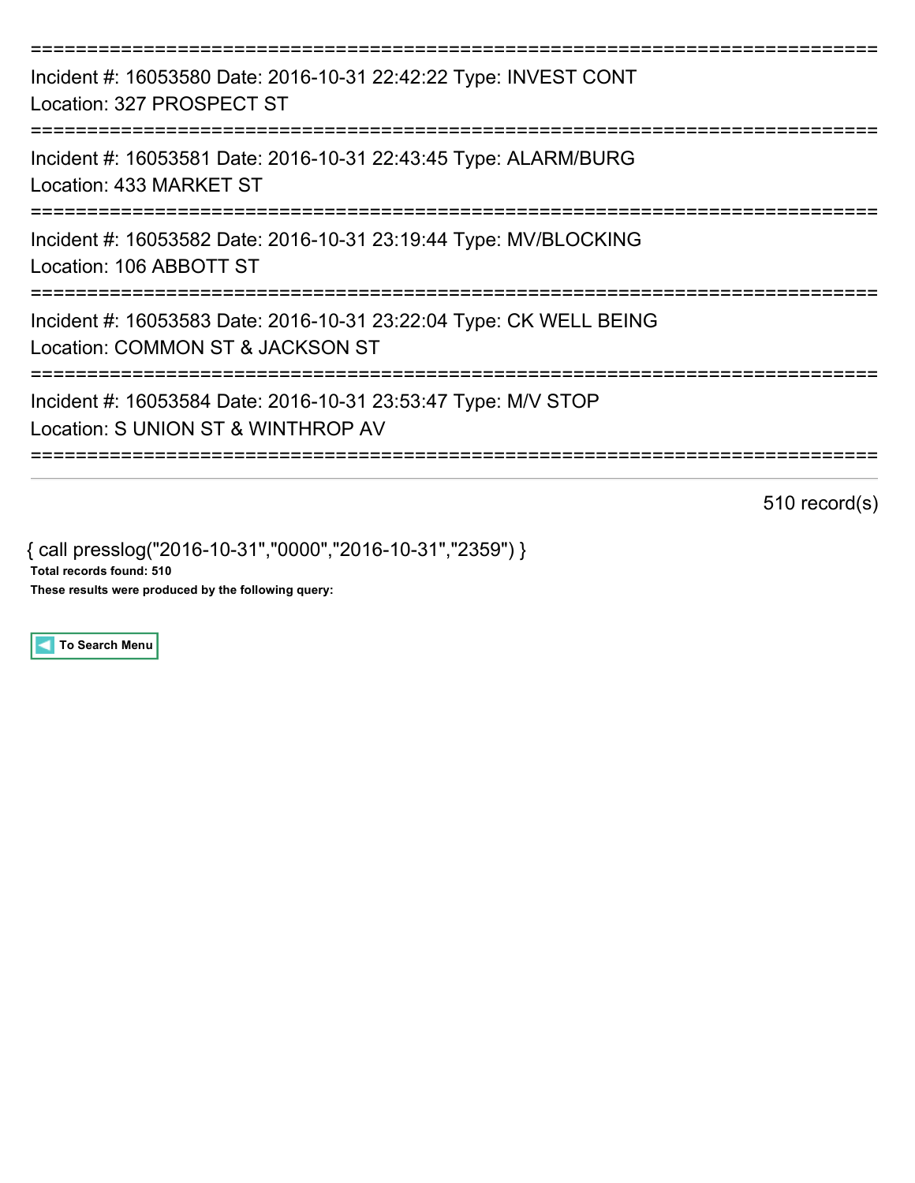Incident #: 16053580 Date: 2016-10-31 22:42:22 Type: INVEST CONT
Location: 327 PROSPECT ST

Incident #: 16053581 Date: 2016-10-31 22:43:45 Type: ALARM/BURG
Location: 433 MARKET ST

Incident #: 16053582 Date: 2016-10-31 23:19:44 Type: MV/BLOCKING
Location: 106 ABBOTT ST

Incident #: 16053583 Date: 2016-10-31 23:22:04 Type: CK WELL BEING
Location: COMMON ST & JACKSON ST

Incident #: 16053584 Date: 2016-10-31 23:53:47 Type: M/V STOP
Location: S UNION ST & WINTHROP AV

510 record(s)

{ call presslog("2016-10-31","0000","2016-10-31","2359") }

**Total records found: 510**

**These results were produced by the following query:**

To Search Menu